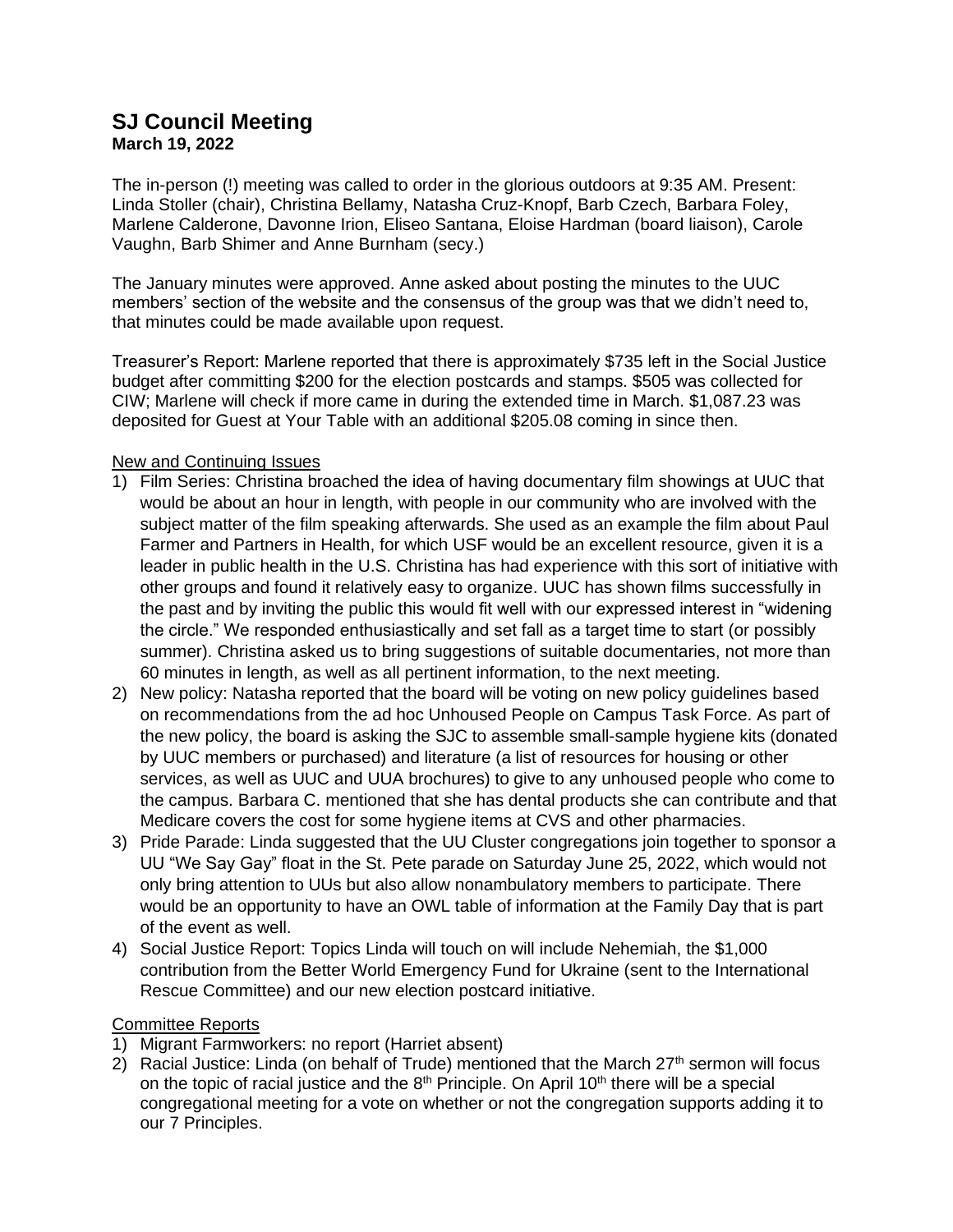# SJ Council Meeting

**March 19, 2022**

The in-person (!) meeting was called to order in the glorious outdoors at 9:35 AM. Present: Linda Stoller (chair), Christina Bellamy, Natasha Cruz-Knopf, Barb Czech, Barbara Foley, Marlene Calderone, Davonne Irion, Eliseo Santana, Eloise Hardman (board liaison), Carole Vaughn, Barb Shimer and Anne Burnham (secy.)

The January minutes were approved. Anne asked about posting the minutes to the UUC members' section of the website and the consensus of the group was that we didn't need to, that minutes could be made available upon request.

Treasurer's Report: Marlene reported that there is approximately $735 left in the Social Justice budget after committing $200 for the election postcards and stamps. $505 was collected for CIW; Marlene will check if more came in during the extended time in March. $1,087.23 was deposited for Guest at Your Table with an additional $205.08 coming in since then.

<u>New and Continuing Issues</u>

1) Film Series: Christina broached the idea of having documentary film showings at UUC that would be about an hour in length, with people in our community who are involved with the subject matter of the film speaking afterwards. She used as an example the film about Paul Farmer and Partners in Health, for which USF would be an excellent resource, given it is a leader in public health in the U.S. Christina has had experience with this sort of initiative with other groups and found it relatively easy to organize. UUC has shown films successfully in the past and by inviting the public this would fit well with our expressed interest in "widening the circle." We responded enthusiastically and set fall as a target time to start (or possibly summer). Christina asked us to bring suggestions of suitable documentaries, not more than 60 minutes in length, as well as all pertinent information, to the next meeting.
2) New policy: Natasha reported that the board will be voting on new policy guidelines based on recommendations from the ad hoc Unhoused People on Campus Task Force. As part of the new policy, the board is asking the SJC to assemble small-sample hygiene kits (donated by UUC members or purchased) and literature (a list of resources for housing or other services, as well as UUC and UUA brochures) to give to any unhoused people who come to the campus. Barbara C. mentioned that she has dental products she can contribute and that Medicare covers the cost for some hygiene items at CVS and other pharmacies.
3) Pride Parade: Linda suggested that the UU Cluster congregations join together to sponsor a UU "We Say Gay" float in the St. Pete parade on Saturday June 25, 2022, which would not only bring attention to UUs but also allow nonambulatory members to participate. There would be an opportunity to have an OWL table of information at the Family Day that is part of the event as well.
4) Social Justice Report: Topics Linda will touch on will include Nehemiah, the $1,000 contribution from the Better World Emergency Fund for Ukraine (sent to the International Rescue Committee) and our new election postcard initiative.

<u>Committee Reports</u>

1) Migrant Farmworkers: no report (Harriet absent)
2) Racial Justice: Linda (on behalf of Trude) mentioned that the March 27th sermon will focus on the topic of racial justice and the 8th Principle. On April 10th there will be a special congregational meeting for a vote on whether or not the congregation supports adding it to our 7 Principles.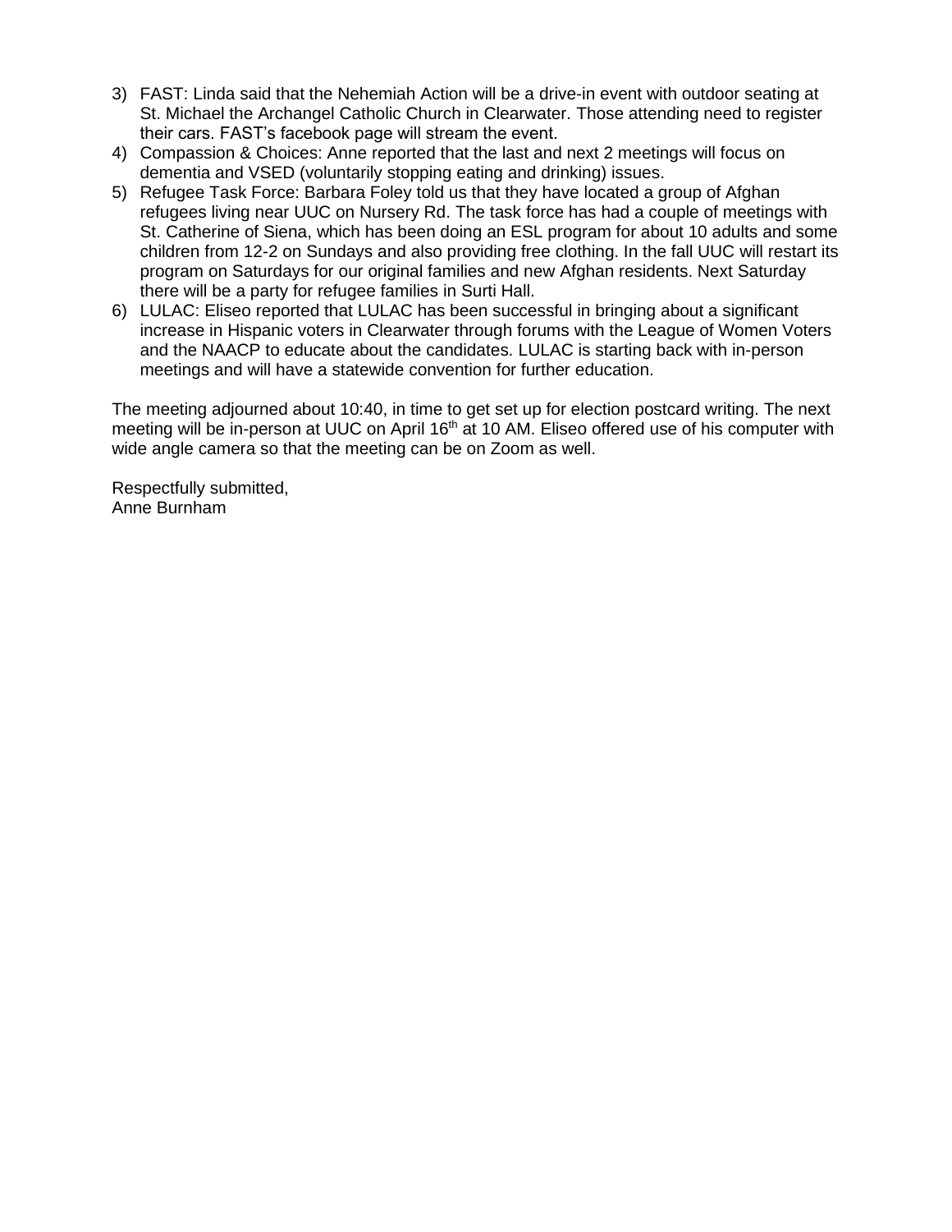3) FAST: Linda said that the Nehemiah Action will be a drive-in event with outdoor seating at St. Michael the Archangel Catholic Church in Clearwater. Those attending need to register their cars. FAST's facebook page will stream the event.
4) Compassion & Choices: Anne reported that the last and next 2 meetings will focus on dementia and VSED (voluntarily stopping eating and drinking) issues.
5) Refugee Task Force: Barbara Foley told us that they have located a group of Afghan refugees living near UUC on Nursery Rd. The task force has had a couple of meetings with St. Catherine of Siena, which has been doing an ESL program for about 10 adults and some children from 12-2 on Sundays and also providing free clothing. In the fall UUC will restart its program on Saturdays for our original families and new Afghan residents. Next Saturday there will be a party for refugee families in Surti Hall.
6) LULAC: Eliseo reported that LULAC has been successful in bringing about a significant increase in Hispanic voters in Clearwater through forums with the League of Women Voters and the NAACP to educate about the candidates. LULAC is starting back with in-person meetings and will have a statewide convention for further education.

The meeting adjourned about 10:40, in time to get set up for election postcard writing. The next meeting will be in-person at UUC on April 16th at 10 AM. Eliseo offered use of his computer with wide angle camera so that the meeting can be on Zoom as well.

Respectfully submitted,
Anne Burnham